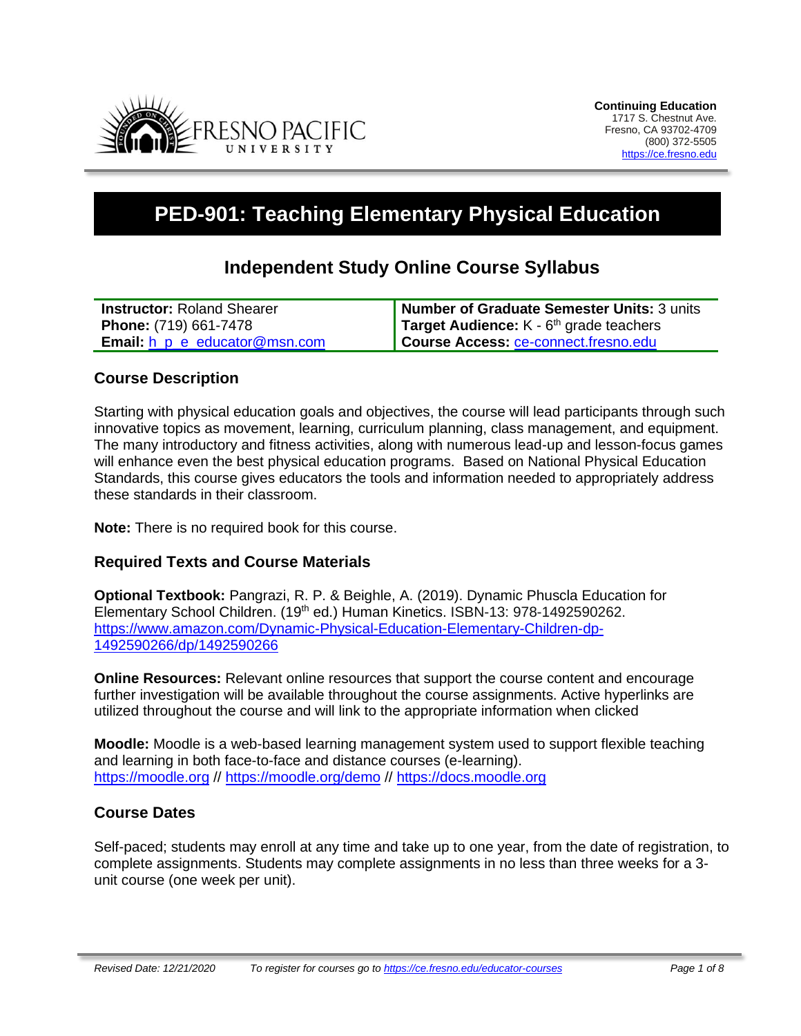**Continuing Education**
1717 S. Chestnut Ave.
Fresno, CA 93702-4709
(800) 372-5505
https://ce.fresno.edu

# PED-901: Teaching Elementary Physical Education

## Independent Study Online Course Syllabus

| | |
|---|---|
| **Instructor:** Roland Shearer | **Number of Graduate Semester Units:** 3 units |
| **Phone:** (719) 661-7478 | **Target Audience:** K - 6th grade teachers |
| **Email:** h_p_e_educator@msn.com | **Course Access:** ce-connect.fresno.edu |

### Course Description

Starting with physical education goals and objectives, the course will lead participants through such innovative topics as movement, learning, curriculum planning, class management, and equipment. The many introductory and fitness activities, along with numerous lead-up and lesson-focus games will enhance even the best physical education programs. Based on National Physical Education Standards, this course gives educators the tools and information needed to appropriately address these standards in their classroom.

**Note:** There is no required book for this course.

### Required Texts and Course Materials

**Optional Textbook:** Pangrazi, R. P. & Beighle, A. (2019). Dynamic Phuscla Education for Elementary School Children. (19th ed.) Human Kinetics. ISBN-13: 978-1492590262. https://www.amazon.com/Dynamic-Physical-Education-Elementary-Children-dp-1492590266/dp/1492590266

**Online Resources:** Relevant online resources that support the course content and encourage further investigation will be available throughout the course assignments. Active hyperlinks are utilized throughout the course and will link to the appropriate information when clicked

**Moodle:** Moodle is a web-based learning management system used to support flexible teaching and learning in both face-to-face and distance courses (e-learning). https://moodle.org // https://moodle.org/demo // https://docs.moodle.org

### Course Dates

Self-paced; students may enroll at any time and take up to one year, from the date of registration, to complete assignments. Students may complete assignments in no less than three weeks for a 3-unit course (one week per unit).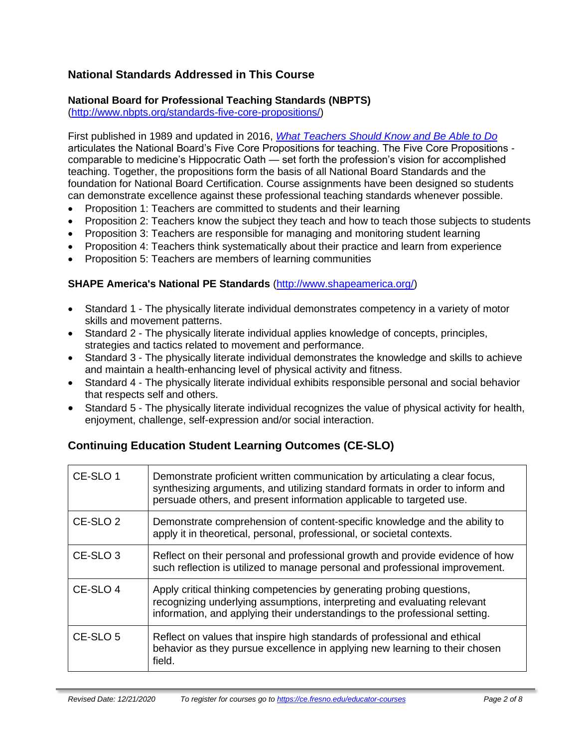## National Standards Addressed in This Course

### National Board for Professional Teaching Standards (NBPTS)

(http://www.nbpts.org/standards-five-core-propositions/)

First published in 1989 and updated in 2016, *What Teachers Should Know and Be Able to Do* articulates the National Board's Five Core Propositions for teaching. The Five Core Propositions - comparable to medicine's Hippocratic Oath — set forth the profession's vision for accomplished teaching. Together, the propositions form the basis of all National Board Standards and the foundation for National Board Certification. Course assignments have been designed so students can demonstrate excellence against these professional teaching standards whenever possible.

- Proposition 1: Teachers are committed to students and their learning
- Proposition 2: Teachers know the subject they teach and how to teach those subjects to students
- Proposition 3: Teachers are responsible for managing and monitoring student learning
- Proposition 4: Teachers think systematically about their practice and learn from experience
- Proposition 5: Teachers are members of learning communities

### SHAPE America's National PE Standards (http://www.shapeamerica.org/)

- Standard 1 - The physically literate individual demonstrates competency in a variety of motor skills and movement patterns.
- Standard 2 - The physically literate individual applies knowledge of concepts, principles, strategies and tactics related to movement and performance.
- Standard 3 - The physically literate individual demonstrates the knowledge and skills to achieve and maintain a health-enhancing level of physical activity and fitness.
- Standard 4 - The physically literate individual exhibits responsible personal and social behavior that respects self and others.
- Standard 5 - The physically literate individual recognizes the value of physical activity for health, enjoyment, challenge, self-expression and/or social interaction.

## Continuing Education Student Learning Outcomes (CE-SLO)

| | |
|---|---|
| CE-SLO 1 | Demonstrate proficient written communication by articulating a clear focus, synthesizing arguments, and utilizing standard formats in order to inform and persuade others, and present information applicable to targeted use. |
| CE-SLO 2 | Demonstrate comprehension of content-specific knowledge and the ability to apply it in theoretical, personal, professional, or societal contexts. |
| CE-SLO 3 | Reflect on their personal and professional growth and provide evidence of how such reflection is utilized to manage personal and professional improvement. |
| CE-SLO 4 | Apply critical thinking competencies by generating probing questions, recognizing underlying assumptions, interpreting and evaluating relevant information, and applying their understandings to the professional setting. |
| CE-SLO 5 | Reflect on values that inspire high standards of professional and ethical behavior as they pursue excellence in applying new learning to their chosen field. |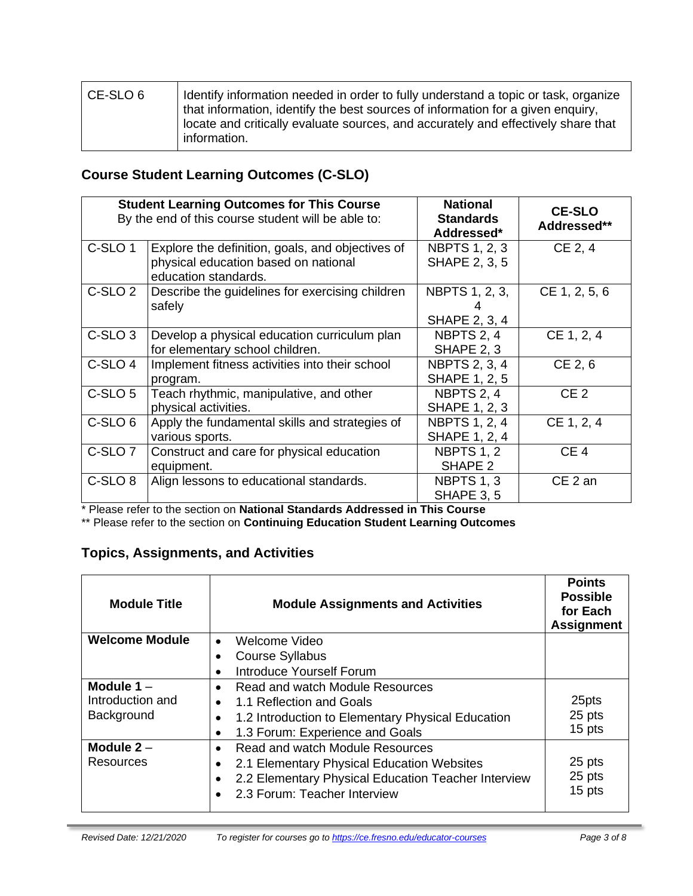| CE-SLO 6 | Identify information needed in order to fully understand a topic or task, organize that information, identify the best sources of information for a given enquiry, locate and critically evaluate sources, and accurately and effectively share that information. |
|---|---|

## Course Student Learning Outcomes (C-SLO)

| **Student Learning Outcomes for This Course** By the end of this course student will be able to: | | **National Standards Addressed*** | **CE-SLO Addressed**** |
|---|---|---|---|
| C-SLO 1 | Explore the definition, goals, and objectives of physical education based on national education standards. | NBPTS 1, 2, 3 SHAPE 2, 3, 5 | CE 2, 4 |
| C-SLO 2 | Describe the guidelines for exercising children safely | NBPTS 1, 2, 3, 4 SHAPE 2, 3, 4 | CE 1, 2, 5, 6 |
| C-SLO 3 | Develop a physical education curriculum plan for elementary school children. | NBPTS 2, 4 SHAPE 2, 3 | CE 1, 2, 4 |
| C-SLO 4 | Implement fitness activities into their school program. | NBPTS 2, 3, 4 SHAPE 1, 2, 5 | CE 2, 6 |
| C-SLO 5 | Teach rhythmic, manipulative, and other physical activities. | NBPTS 2, 4 SHAPE 1, 2, 3 | CE 2 |
| C-SLO 6 | Apply the fundamental skills and strategies of various sports. | NBPTS 1, 2, 4 SHAPE 1, 2, 4 | CE 1, 2, 4 |
| C-SLO 7 | Construct and care for physical education equipment. | NBPTS 1, 2 SHAPE 2 | CE 4 |
| C-SLO 8 | Align lessons to educational standards. | NBPTS 1, 3 SHAPE 3, 5 | CE 2 an |

\* Please refer to the section on **National Standards Addressed in This Course**

\*\* Please refer to the section on **Continuing Education Student Learning Outcomes**

## Topics, Assignments, and Activities

| **Module Title** | **Module Assignments and Activities** | **Points Possible for Each Assignment** |
|---|---|---|
| **Welcome Module** | • Welcome Video<br>• Course Syllabus<br>• Introduce Yourself Forum | |
| **Module 1** – Introduction and Background | • Read and watch Module Resources<br>• 1.1 Reflection and Goals<br>• 1.2 Introduction to Elementary Physical Education<br>• 1.3 Forum: Experience and Goals | 25pts<br>25 pts<br>15 pts |
| **Module 2** – Resources | • Read and watch Module Resources<br>• 2.1 Elementary Physical Education Websites<br>• 2.2 Elementary Physical Education Teacher Interview<br>• 2.3 Forum: Teacher Interview | 25 pts<br>25 pts<br>15 pts |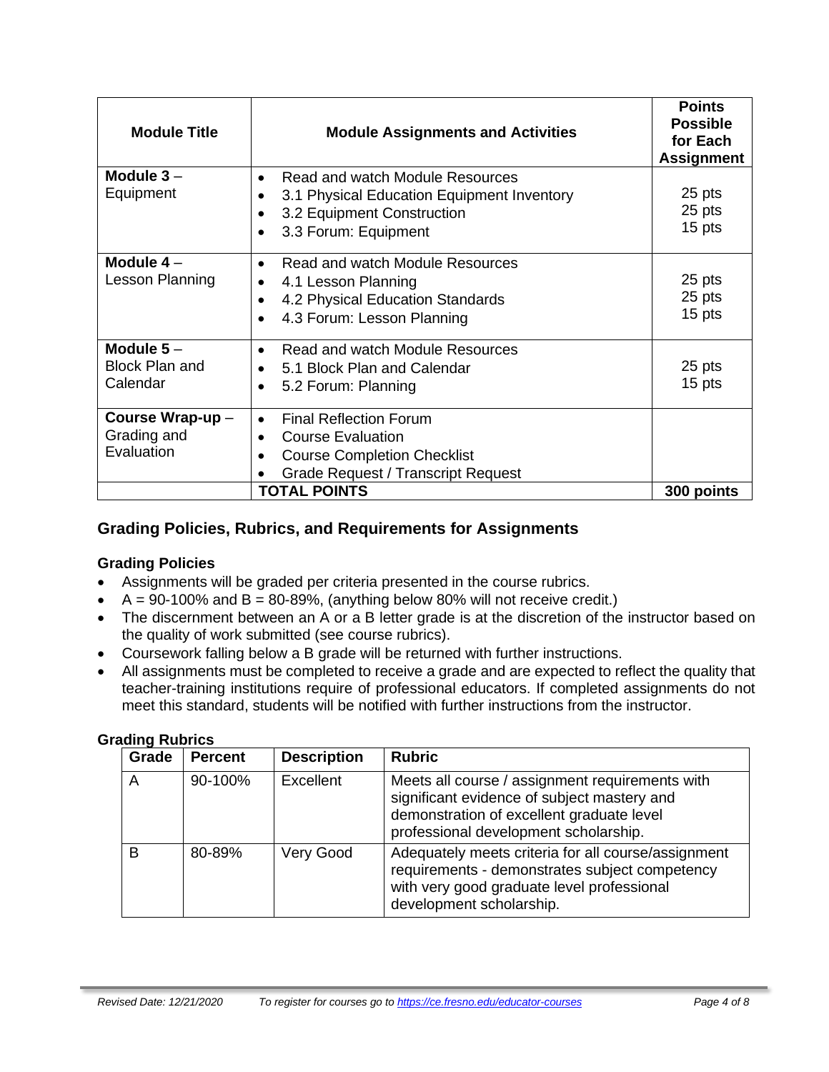| Module Title | Module Assignments and Activities | Points Possible for Each Assignment |
|---|---|---|
| **Module 3** – Equipment | • Read and watch Module Resources<br>• 3.1 Physical Education Equipment Inventory<br>• 3.2 Equipment Construction<br>• 3.3 Forum: Equipment | 25 pts<br>25 pts<br>15 pts |
| **Module 4** – Lesson Planning | • Read and watch Module Resources<br>• 4.1 Lesson Planning<br>• 4.2 Physical Education Standards<br>• 4.3 Forum: Lesson Planning | 25 pts<br>25 pts<br>15 pts |
| **Module 5** – Block Plan and Calendar | • Read and watch Module Resources<br>• 5.1 Block Plan and Calendar<br>• 5.2 Forum: Planning | 25 pts<br>15 pts |
| **Course Wrap-up** – Grading and Evaluation | • Final Reflection Forum<br>• Course Evaluation<br>• Course Completion Checklist<br>• Grade Request / Transcript Request | |
| | **TOTAL POINTS** | **300 points** |

## Grading Policies, Rubrics, and Requirements for Assignments

### Grading Policies

- Assignments will be graded per criteria presented in the course rubrics.
- A = 90-100% and B = 80-89%, (anything below 80% will not receive credit.)
- The discernment between an A or a B letter grade is at the discretion of the instructor based on the quality of work submitted (see course rubrics).
- Coursework falling below a B grade will be returned with further instructions.
- All assignments must be completed to receive a grade and are expected to reflect the quality that teacher-training institutions require of professional educators. If completed assignments do not meet this standard, students will be notified with further instructions from the instructor.

### Grading Rubrics

| Grade | Percent | Description | Rubric |
|---|---|---|---|
| A | 90-100% | Excellent | Meets all course / assignment requirements with significant evidence of subject mastery and demonstration of excellent graduate level professional development scholarship. |
| B | 80-89% | Very Good | Adequately meets criteria for all course/assignment requirements - demonstrates subject competency with very good graduate level professional development scholarship. |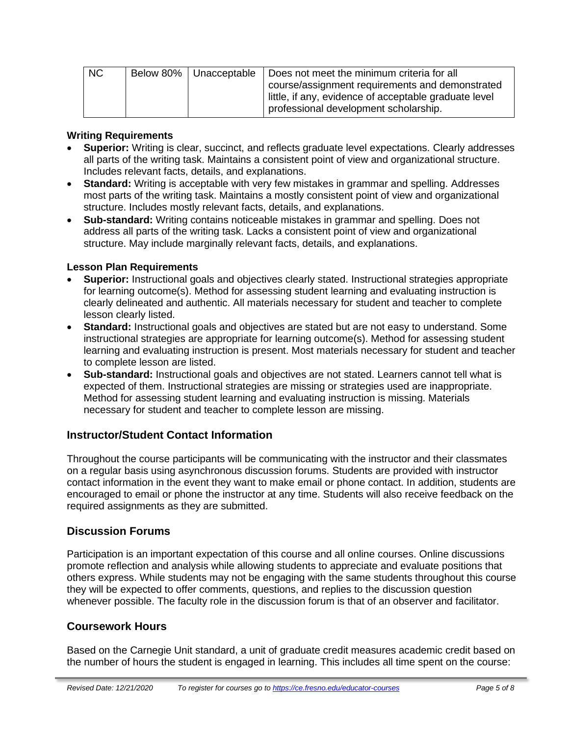| NC | Below 80% | Unacceptable | Does not meet the minimum criteria for all course/assignment requirements and demonstrated little, if any, evidence of acceptable graduate level professional development scholarship. |
|---|---|---|---|

**Writing Requirements**

- **Superior:** Writing is clear, succinct, and reflects graduate level expectations. Clearly addresses all parts of the writing task. Maintains a consistent point of view and organizational structure. Includes relevant facts, details, and explanations.
- **Standard:** Writing is acceptable with very few mistakes in grammar and spelling. Addresses most parts of the writing task. Maintains a mostly consistent point of view and organizational structure. Includes mostly relevant facts, details, and explanations.
- **Sub-standard:** Writing contains noticeable mistakes in grammar and spelling. Does not address all parts of the writing task. Lacks a consistent point of view and organizational structure. May include marginally relevant facts, details, and explanations.

**Lesson Plan Requirements**

- **Superior:** Instructional goals and objectives clearly stated. Instructional strategies appropriate for learning outcome(s). Method for assessing student learning and evaluating instruction is clearly delineated and authentic. All materials necessary for student and teacher to complete lesson clearly listed.
- **Standard:** Instructional goals and objectives are stated but are not easy to understand. Some instructional strategies are appropriate for learning outcome(s). Method for assessing student learning and evaluating instruction is present. Most materials necessary for student and teacher to complete lesson are listed.
- **Sub-standard:** Instructional goals and objectives are not stated. Learners cannot tell what is expected of them. Instructional strategies are missing or strategies used are inappropriate. Method for assessing student learning and evaluating instruction is missing. Materials necessary for student and teacher to complete lesson are missing.

## Instructor/Student Contact Information

Throughout the course participants will be communicating with the instructor and their classmates on a regular basis using asynchronous discussion forums. Students are provided with instructor contact information in the event they want to make email or phone contact. In addition, students are encouraged to email or phone the instructor at any time. Students will also receive feedback on the required assignments as they are submitted.

## Discussion Forums

Participation is an important expectation of this course and all online courses. Online discussions promote reflection and analysis while allowing students to appreciate and evaluate positions that others express. While students may not be engaging with the same students throughout this course they will be expected to offer comments, questions, and replies to the discussion question whenever possible. The faculty role in the discussion forum is that of an observer and facilitator.

## Coursework Hours

Based on the Carnegie Unit standard, a unit of graduate credit measures academic credit based on the number of hours the student is engaged in learning. This includes all time spent on the course: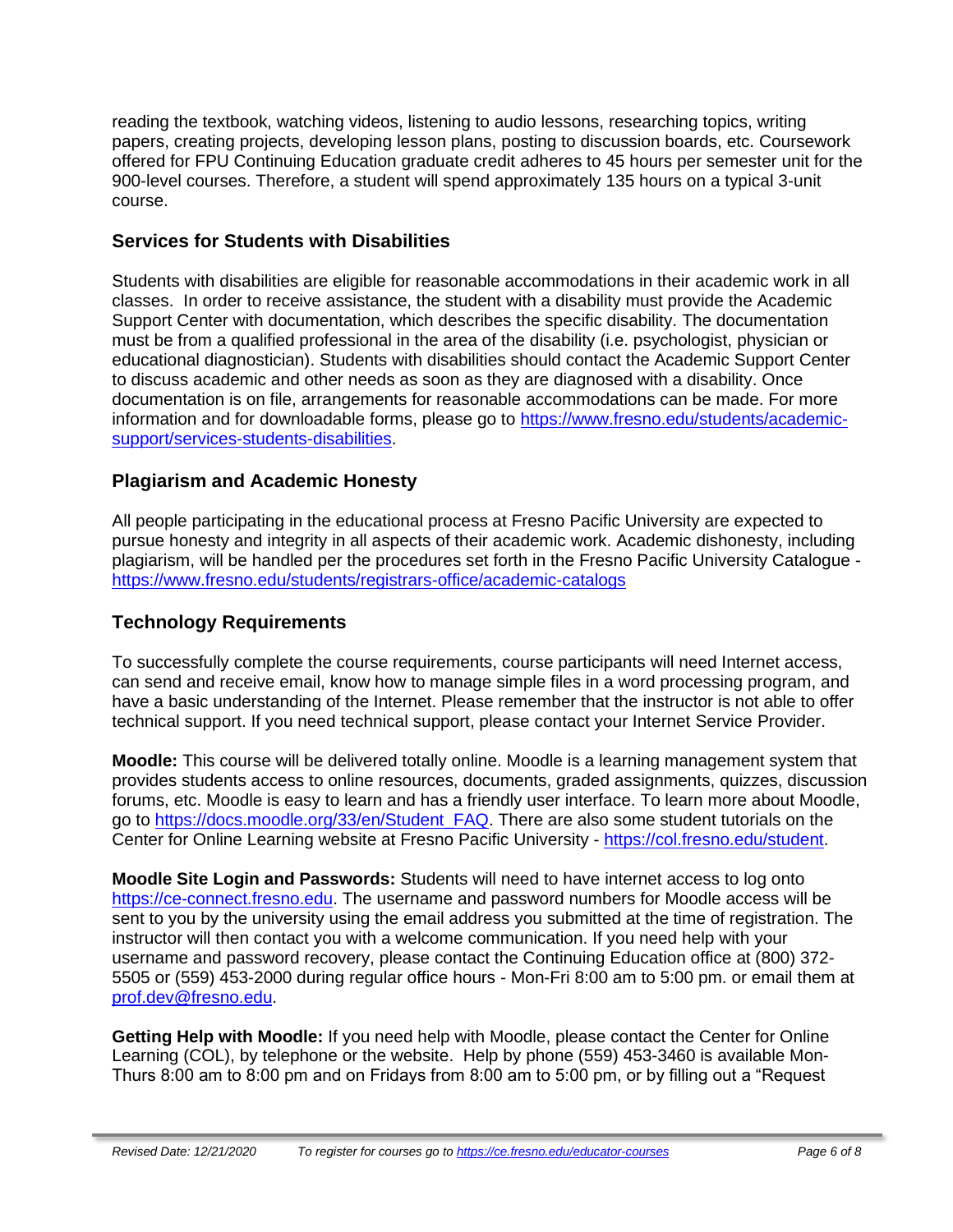reading the textbook, watching videos, listening to audio lessons, researching topics, writing papers, creating projects, developing lesson plans, posting to discussion boards, etc. Coursework offered for FPU Continuing Education graduate credit adheres to 45 hours per semester unit for the 900-level courses. Therefore, a student will spend approximately 135 hours on a typical 3-unit course.

## Services for Students with Disabilities

Students with disabilities are eligible for reasonable accommodations in their academic work in all classes. In order to receive assistance, the student with a disability must provide the Academic Support Center with documentation, which describes the specific disability. The documentation must be from a qualified professional in the area of the disability (i.e. psychologist, physician or educational diagnostician). Students with disabilities should contact the Academic Support Center to discuss academic and other needs as soon as they are diagnosed with a disability. Once documentation is on file, arrangements for reasonable accommodations can be made. For more information and for downloadable forms, please go to https://www.fresno.edu/students/academic-support/services-students-disabilities.

## Plagiarism and Academic Honesty

All people participating in the educational process at Fresno Pacific University are expected to pursue honesty and integrity in all aspects of their academic work. Academic dishonesty, including plagiarism, will be handled per the procedures set forth in the Fresno Pacific University Catalogue - https://www.fresno.edu/students/registrars-office/academic-catalogs

## Technology Requirements

To successfully complete the course requirements, course participants will need Internet access, can send and receive email, know how to manage simple files in a word processing program, and have a basic understanding of the Internet. Please remember that the instructor is not able to offer technical support. If you need technical support, please contact your Internet Service Provider.

**Moodle:** This course will be delivered totally online. Moodle is a learning management system that provides students access to online resources, documents, graded assignments, quizzes, discussion forums, etc. Moodle is easy to learn and has a friendly user interface. To learn more about Moodle, go to https://docs.moodle.org/33/en/Student_FAQ. There are also some student tutorials on the Center for Online Learning website at Fresno Pacific University - https://col.fresno.edu/student.

**Moodle Site Login and Passwords:** Students will need to have internet access to log onto https://ce-connect.fresno.edu. The username and password numbers for Moodle access will be sent to you by the university using the email address you submitted at the time of registration. The instructor will then contact you with a welcome communication. If you need help with your username and password recovery, please contact the Continuing Education office at (800) 372-5505 or (559) 453-2000 during regular office hours - Mon-Fri 8:00 am to 5:00 pm. or email them at prof.dev@fresno.edu.

**Getting Help with Moodle:** If you need help with Moodle, please contact the Center for Online Learning (COL), by telephone or the website. Help by phone (559) 453-3460 is available Mon-Thurs 8:00 am to 8:00 pm and on Fridays from 8:00 am to 5:00 pm, or by filling out a "Request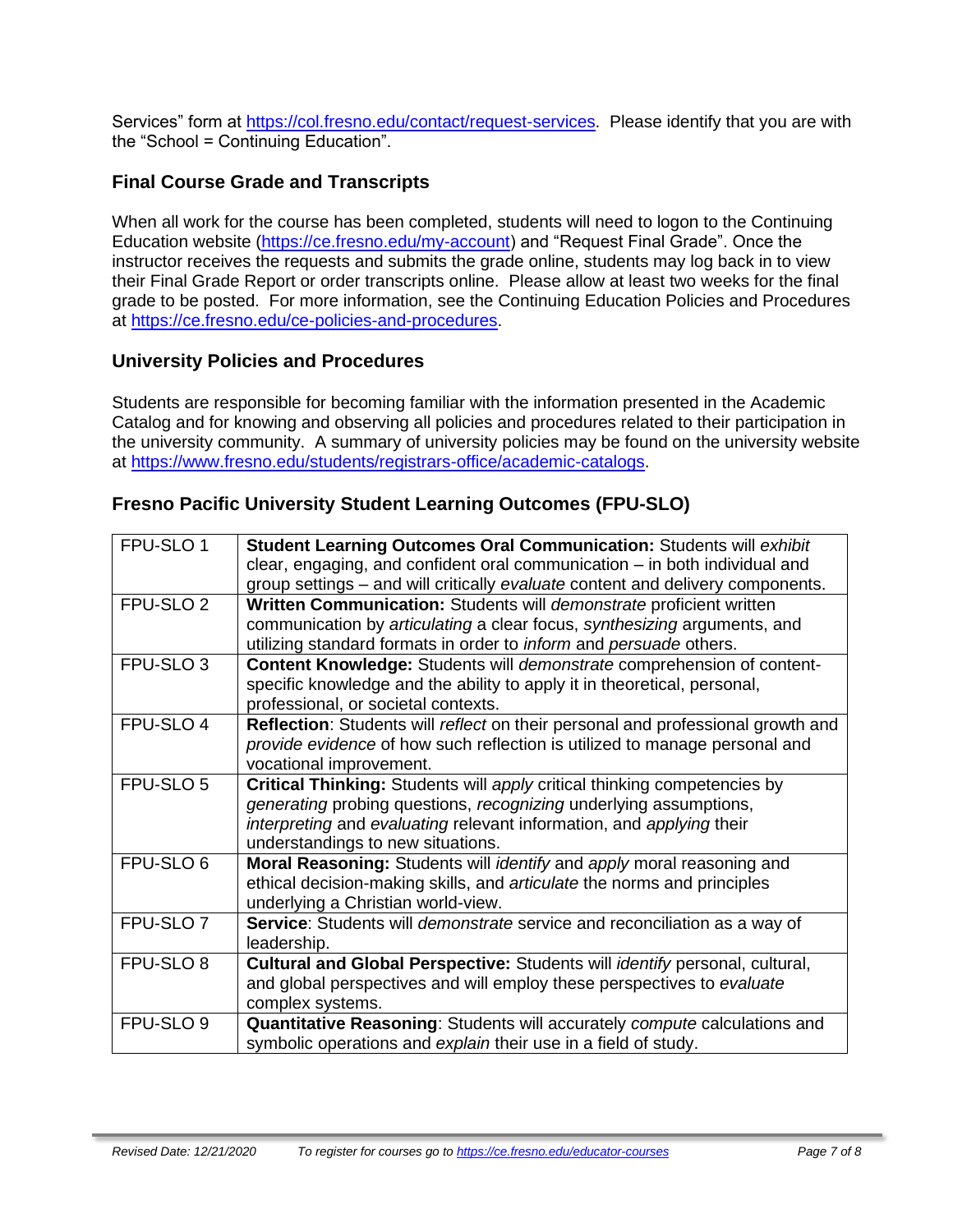Services" form at https://col.fresno.edu/contact/request-services. Please identify that you are with the "School = Continuing Education".

## Final Course Grade and Transcripts

When all work for the course has been completed, students will need to logon to the Continuing Education website (https://ce.fresno.edu/my-account) and "Request Final Grade". Once the instructor receives the requests and submits the grade online, students may log back in to view their Final Grade Report or order transcripts online. Please allow at least two weeks for the final grade to be posted. For more information, see the Continuing Education Policies and Procedures at https://ce.fresno.edu/ce-policies-and-procedures.

## University Policies and Procedures

Students are responsible for becoming familiar with the information presented in the Academic Catalog and for knowing and observing all policies and procedures related to their participation in the university community. A summary of university policies may be found on the university website at https://www.fresno.edu/students/registrars-office/academic-catalogs.

## Fresno Pacific University Student Learning Outcomes (FPU-SLO)

| | |
|---|---|
| FPU-SLO 1 | **Student Learning Outcomes Oral Communication:** Students will *exhibit* clear, engaging, and confident oral communication – in both individual and group settings – and will critically *evaluate* content and delivery components. |
| FPU-SLO 2 | **Written Communication:** Students will *demonstrate* proficient written communication by *articulating* a clear focus, *synthesizing* arguments, and utilizing standard formats in order to *inform* and *persuade* others. |
| FPU-SLO 3 | **Content Knowledge:** Students will *demonstrate* comprehension of content-specific knowledge and the ability to apply it in theoretical, personal, professional, or societal contexts. |
| FPU-SLO 4 | **Reflection**: Students will *reflect* on their personal and professional growth and *provide evidence* of how such reflection is utilized to manage personal and vocational improvement. |
| FPU-SLO 5 | **Critical Thinking:** Students will *apply* critical thinking competencies by *generating* probing questions, *recognizing* underlying assumptions, *interpreting* and *evaluating* relevant information, and *applying* their understandings to new situations. |
| FPU-SLO 6 | **Moral Reasoning:** Students will *identify* and *apply* moral reasoning and ethical decision-making skills, and *articulate* the norms and principles underlying a Christian world-view. |
| FPU-SLO 7 | **Service**: Students will *demonstrate* service and reconciliation as a way of leadership. |
| FPU-SLO 8 | **Cultural and Global Perspective:** Students will *identify* personal, cultural, and global perspectives and will employ these perspectives to *evaluate* complex systems. |
| FPU-SLO 9 | **Quantitative Reasoning**: Students will accurately *compute* calculations and symbolic operations and *explain* their use in a field of study. |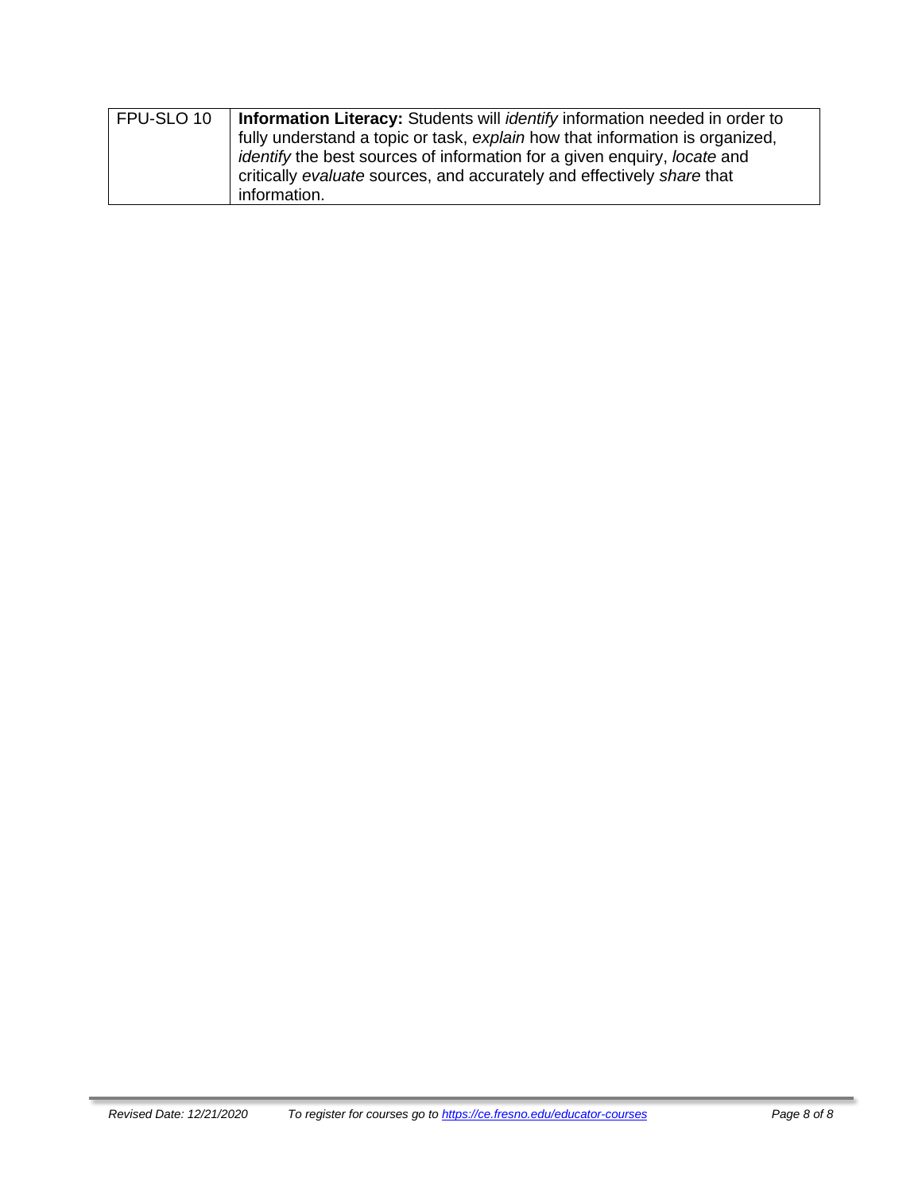| | |
|---|---|
| FPU-SLO 10 | **Information Literacy:** Students will *identify* information needed in order to fully understand a topic or task, *explain* how that information is organized, *identify* the best sources of information for a given enquiry, *locate* and critically *evaluate* sources, and accurately and effectively *share* that information. |